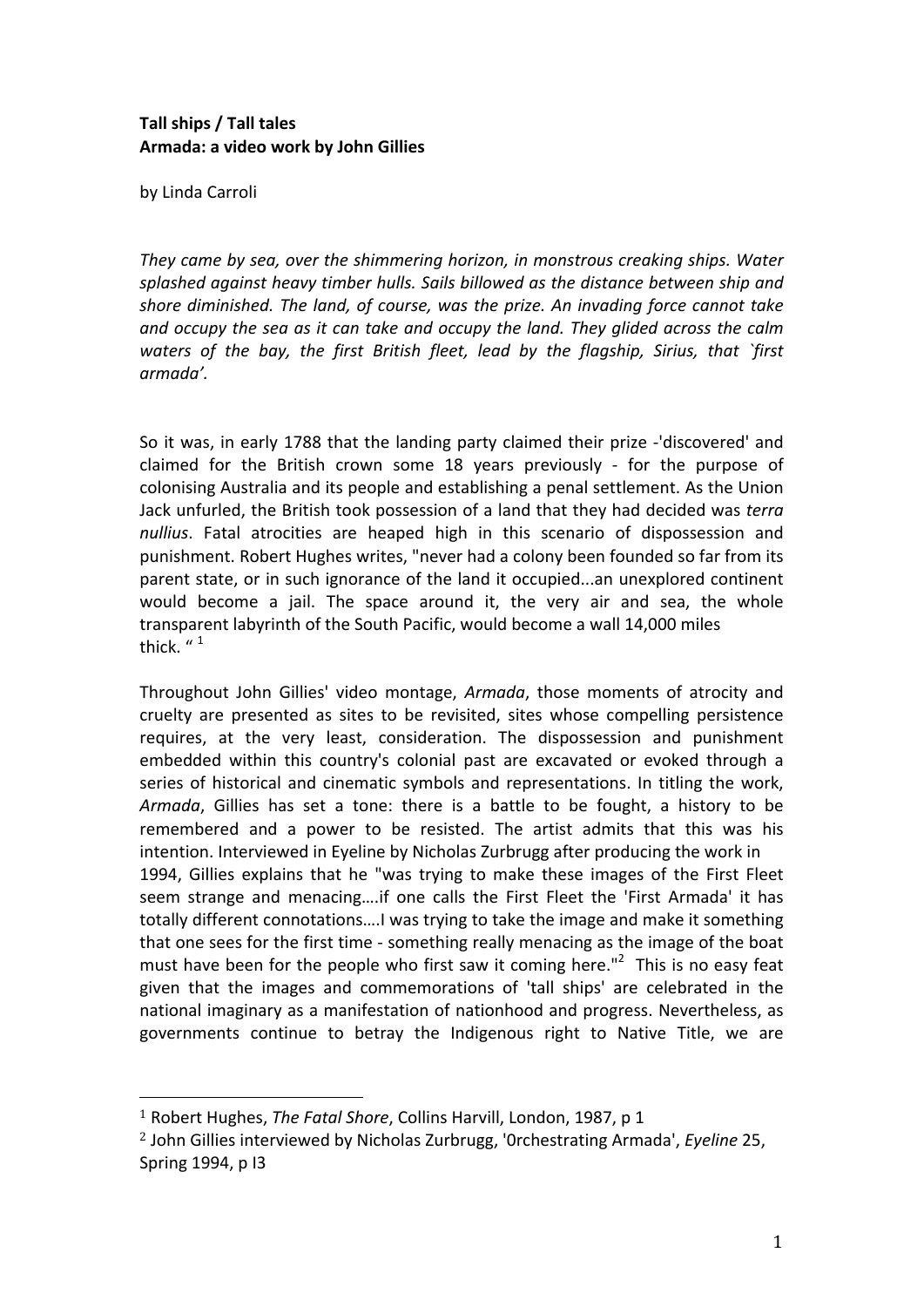**Tall ships / Tall tales**
**Armada: a video work by John Gillies**

by Linda Carroli

*They came by sea, over the shimmering horizon, in monstrous creaking ships. Water splashed against heavy timber hulls. Sails billowed as the distance between ship and shore diminished. The land, of course, was the prize. An invading force cannot take and occupy the sea as it can take and occupy the land. They glided across the calm waters of the bay, the first British fleet, lead by the flagship, Sirius, that `first armada'.*

So it was, in early 1788 that the landing party claimed their prize -'discovered' and claimed for the British crown some 18 years previously - for the purpose of colonising Australia and its people and establishing a penal settlement. As the Union Jack unfurled, the British took possession of a land that they had decided was *terra nullius*. Fatal atrocities are heaped high in this scenario of dispossession and punishment. Robert Hughes writes, "never had a colony been founded so far from its parent state, or in such ignorance of the land it occupied...an unexplored continent would become a jail. The space around it, the very air and sea, the whole transparent labyrinth of the South Pacific, would become a wall 14,000 miles thick. "[1]

Throughout John Gillies' video montage, *Armada*, those moments of atrocity and cruelty are presented as sites to be revisited, sites whose compelling persistence requires, at the very least, consideration. The dispossession and punishment embedded within this country's colonial past are excavated or evoked through a series of historical and cinematic symbols and representations. In titling the work, *Armada*, Gillies has set a tone: there is a battle to be fought, a history to be remembered and a power to be resisted. The artist admits that this was his intention. Interviewed in Eyeline by Nicholas Zurbrugg after producing the work in 1994, Gillies explains that he "was trying to make these images of the First Fleet seem strange and menacing….if one calls the First Fleet the 'First Armada' it has totally different connotations….I was trying to take the image and make it something that one sees for the first time - something really menacing as the image of the boat must have been for the people who first saw it coming here."[2] This is no easy feat given that the images and commemorations of 'tall ships' are celebrated in the national imaginary as a manifestation of nationhood and progress. Nevertheless, as governments continue to betray the Indigenous right to Native Title, we are

---

[1] Robert Hughes, *The Fatal Shore*, Collins Harvill, London, 1987, p 1

[2] John Gillies interviewed by Nicholas Zurbrugg, '0rchestrating Armada', *Eyeline* 25, Spring 1994, p I3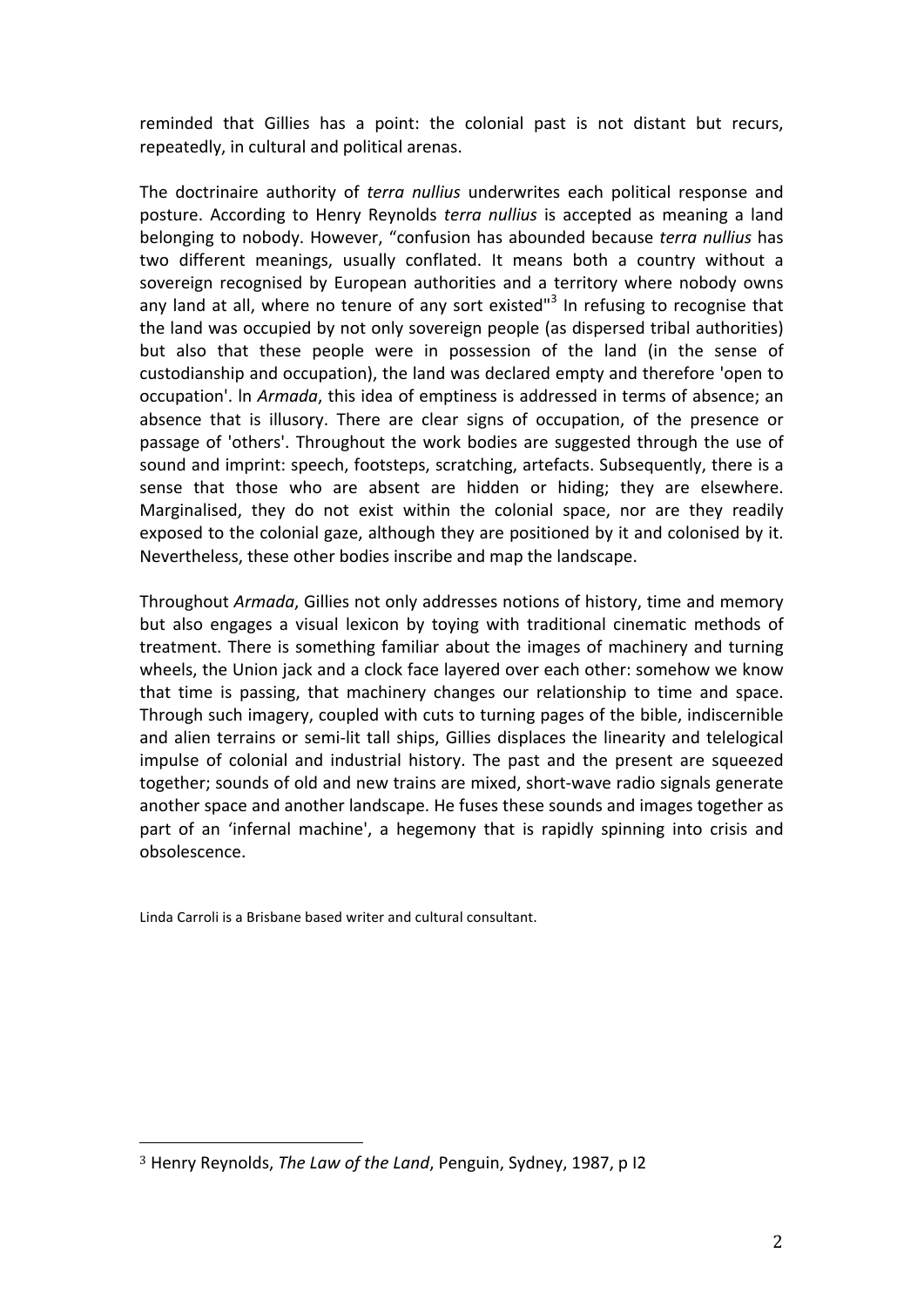reminded that Gillies has a point: the colonial past is not distant but recurs, repeatedly, in cultural and political arenas.

The doctrinaire authority of *terra nullius* underwrites each political response and posture. According to Henry Reynolds *terra nullius* is accepted as meaning a land belonging to nobody. However, "confusion has abounded because *terra nullius* has two different meanings, usually conflated. It means both a country without a sovereign recognised by European authorities and a territory where nobody owns any land at all, where no tenure of any sort existed"[3] In refusing to recognise that the land was occupied by not only sovereign people (as dispersed tribal authorities) but also that these people were in possession of the land (in the sense of custodianship and occupation), the land was declared empty and therefore 'open to occupation'. ln *Armada*, this idea of emptiness is addressed in terms of absence; an absence that is illusory. There are clear signs of occupation, of the presence or passage of 'others'. Throughout the work bodies are suggested through the use of sound and imprint: speech, footsteps, scratching, artefacts. Subsequently, there is a sense that those who are absent are hidden or hiding; they are elsewhere. Marginalised, they do not exist within the colonial space, nor are they readily exposed to the colonial gaze, although they are positioned by it and colonised by it. Nevertheless, these other bodies inscribe and map the landscape.

Throughout *Armada*, Gillies not only addresses notions of history, time and memory but also engages a visual lexicon by toying with traditional cinematic methods of treatment. There is something familiar about the images of machinery and turning wheels, the Union jack and a clock face layered over each other: somehow we know that time is passing, that machinery changes our relationship to time and space. Through such imagery, coupled with cuts to turning pages of the bible, indiscernible and alien terrains or semi-lit tall ships, Gillies displaces the linearity and telelogical impulse of colonial and industrial history. The past and the present are squeezed together; sounds of old and new trains are mixed, short-wave radio signals generate another space and another landscape. He fuses these sounds and images together as part of an 'infernal machine', a hegemony that is rapidly spinning into crisis and obsolescence.

Linda Carroli is a Brisbane based writer and cultural consultant.

---

[3] Henry Reynolds, *The Law of the Land*, Penguin, Sydney, 1987, p I2